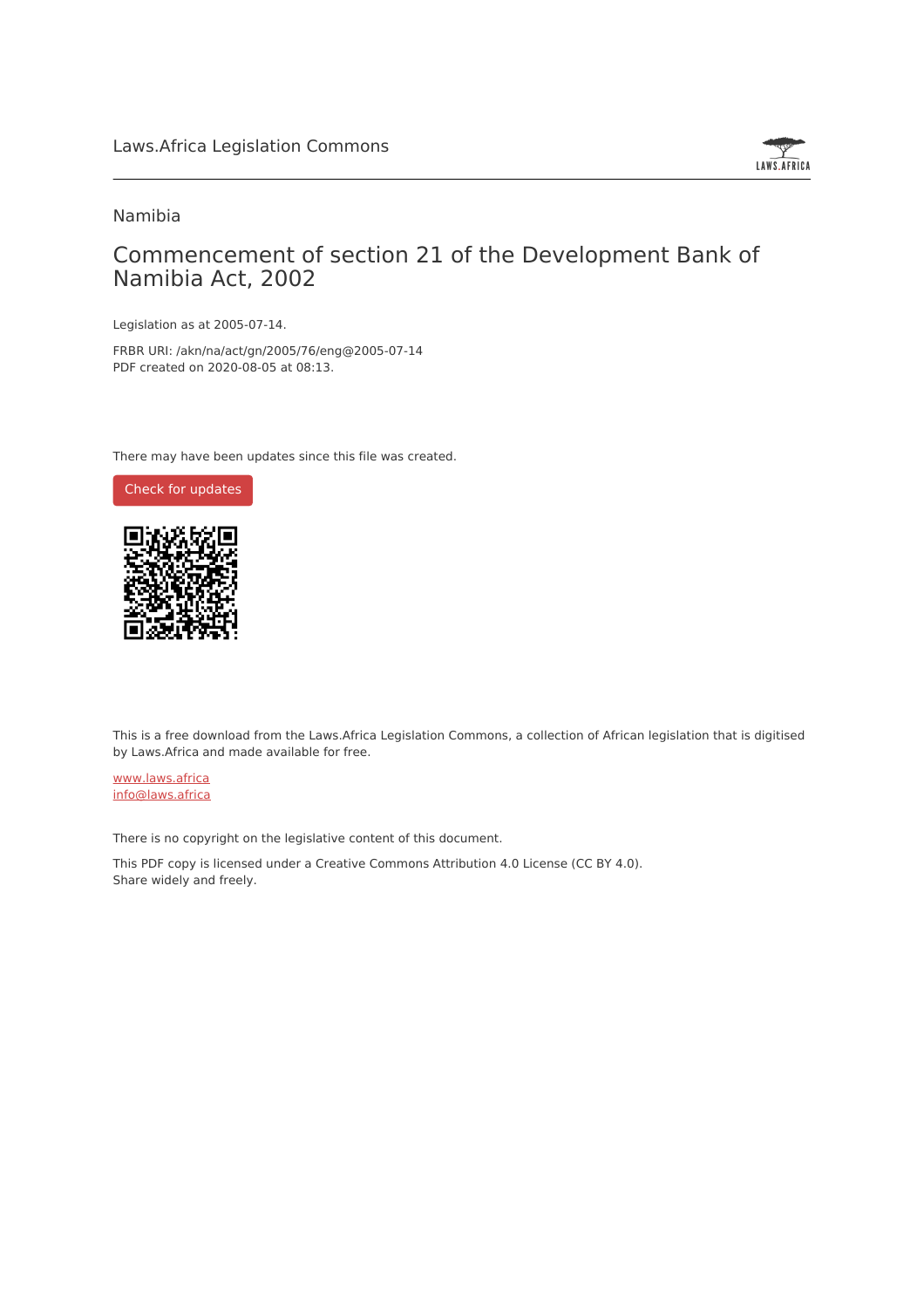Laws.Africa Legislation Commons

Namibia

# Commencement of section 21 of the Development Bank of Namibia Act, 2002

Legislation as at 2005-07-14.

FRBR URI: /akn/na/act/gn/2005/76/eng@2005-07-14

PDF created on 2020-08-05 at 08:13.

There may have been updates since this file was created.

Check for updates

This is a free download from the Laws.Africa Legislation Commons, a collection of African legislation that is digitised by Laws.Africa and made available for free.

www.laws.africa

info@laws.africa

There is no copyright on the legislative content of this document.

This PDF copy is licensed under a Creative Commons Attribution 4.0 License (CC BY 4.0). Share widely and freely.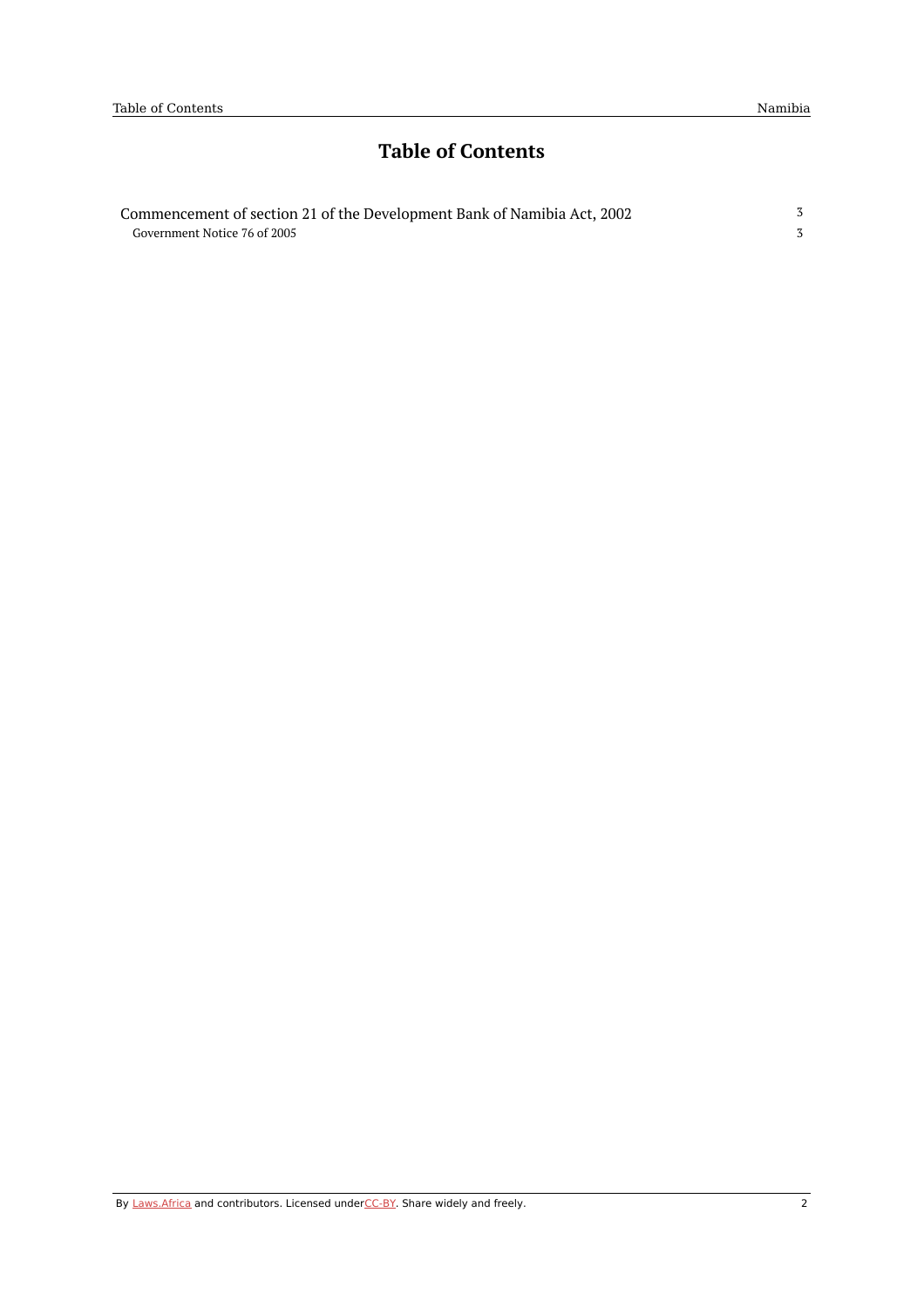# Table of Contents

| | |
|---|---|
| Commencement of section 21 of the Development Bank of Namibia Act, 2002 | 3 |
| Government Notice 76 of 2005 | 3 |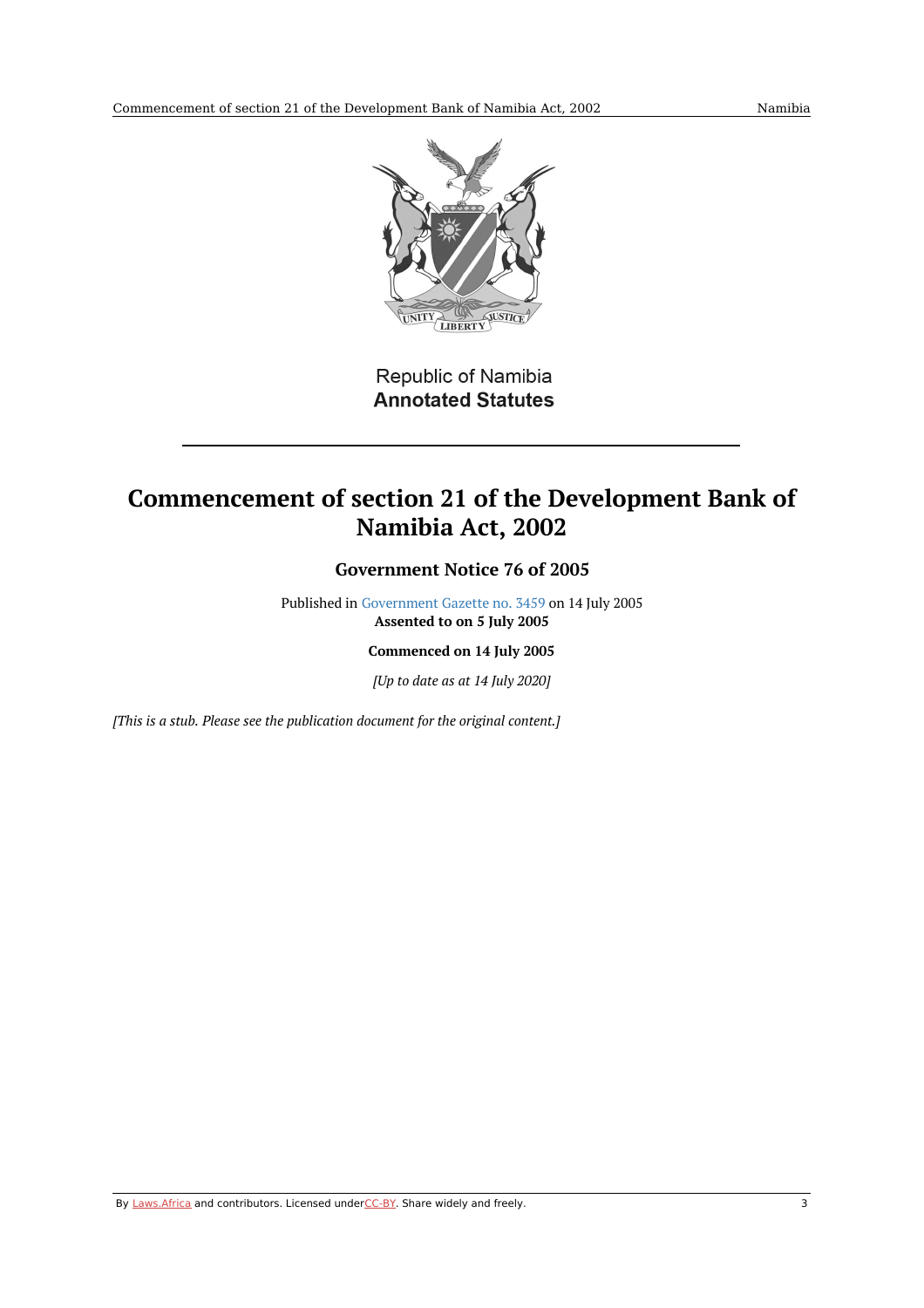Republic of Namibia
**Annotated Statutes**

# Commencement of section 21 of the Development Bank of Namibia Act, 2002

## Government Notice 76 of 2005

Published in Government Gazette no. 3459 on 14 July 2005
**Assented to on 5 July 2005**

**Commenced on 14 July 2005**

*[Up to date as at 14 July 2020]*

*[This is a stub. Please see the publication document for the original content.]*